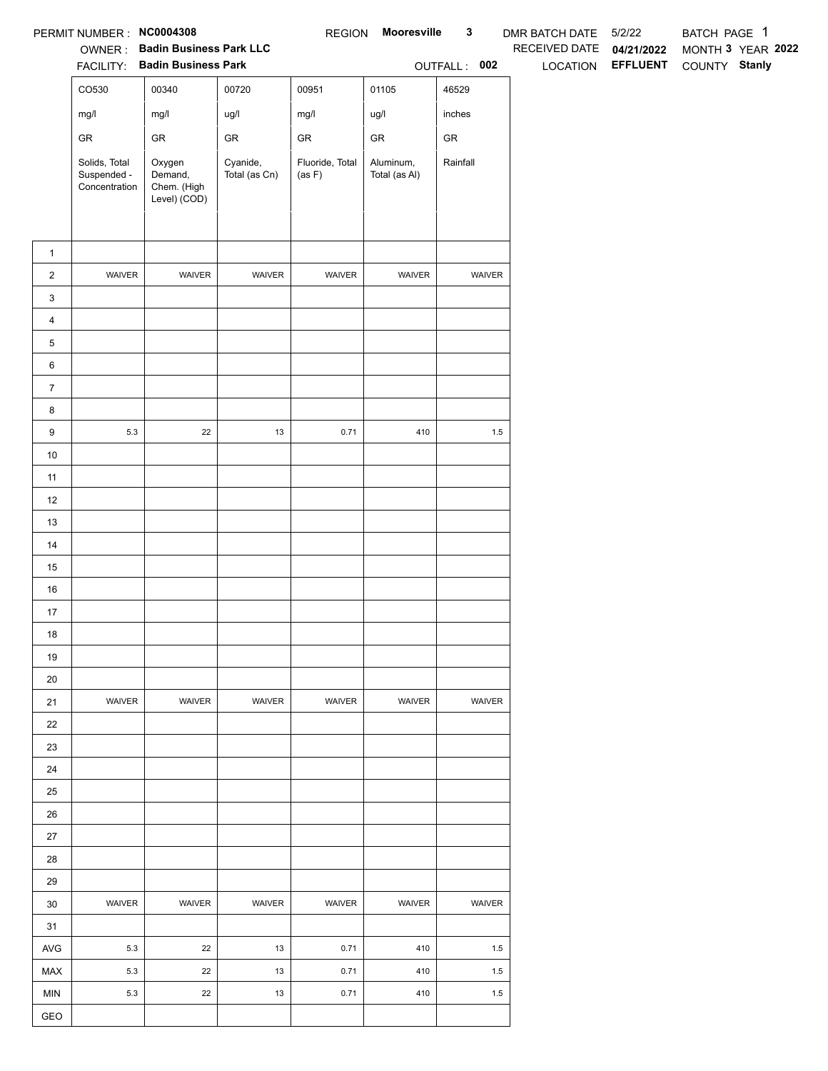PERMIT NUMBER : **NC0004308** REGION **Mooresville 3** DMR BATCH DATE 5/2/22 BATCH PAGE 1

OWNER : **Badin Business Park LLC** RECEIVED DATE **04/21/2022** MONTH **3** YEAR **2022**

FACILITY: **Badin Business Park** OUTFALL : **002** LOCATION **EFFLUENT** COUNTY **Stanly**

| | CO530 | 00340 | 00720 | 00951 | 01105 | 46529 |
|---|---|---|---|---|---|---|
| | mg/l | mg/l | ug/l | mg/l | ug/l | inches |
| | GR | GR | GR | GR | GR | GR |
| | Solids, Total Suspended - Concentration | Oxygen Demand, Chem. (High Level) (COD) | Cyanide, Total (as Cn) | Fluoride, Total (as F) | Aluminum, Total (as Al) | Rainfall |
| 1 | | | | | | |
| 2 | WAIVER | WAIVER | WAIVER | WAIVER | WAIVER | WAIVER |
| 3 | | | | | | |
| 4 | | | | | | |
| 5 | | | | | | |
| 6 | | | | | | |
| 7 | | | | | | |
| 8 | | | | | | |
| 9 | 5.3 | 22 | 13 | 0.71 | 410 | 1.5 |
| 10 | | | | | | |
| 11 | | | | | | |
| 12 | | | | | | |
| 13 | | | | | | |
| 14 | | | | | | |
| 15 | | | | | | |
| 16 | | | | | | |
| 17 | | | | | | |
| 18 | | | | | | |
| 19 | | | | | | |
| 20 | | | | | | |
| 21 | WAIVER | WAIVER | WAIVER | WAIVER | WAIVER | WAIVER |
| 22 | | | | | | |
| 23 | | | | | | |
| 24 | | | | | | |
| 25 | | | | | | |
| 26 | | | | | | |
| 27 | | | | | | |
| 28 | | | | | | |
| 29 | | | | | | |
| 30 | WAIVER | WAIVER | WAIVER | WAIVER | WAIVER | WAIVER |
| 31 | | | | | | |
| AVG | 5.3 | 22 | 13 | 0.71 | 410 | 1.5 |
| MAX | 5.3 | 22 | 13 | 0.71 | 410 | 1.5 |
| MIN | 5.3 | 22 | 13 | 0.71 | 410 | 1.5 |
| GEO | | | | | | |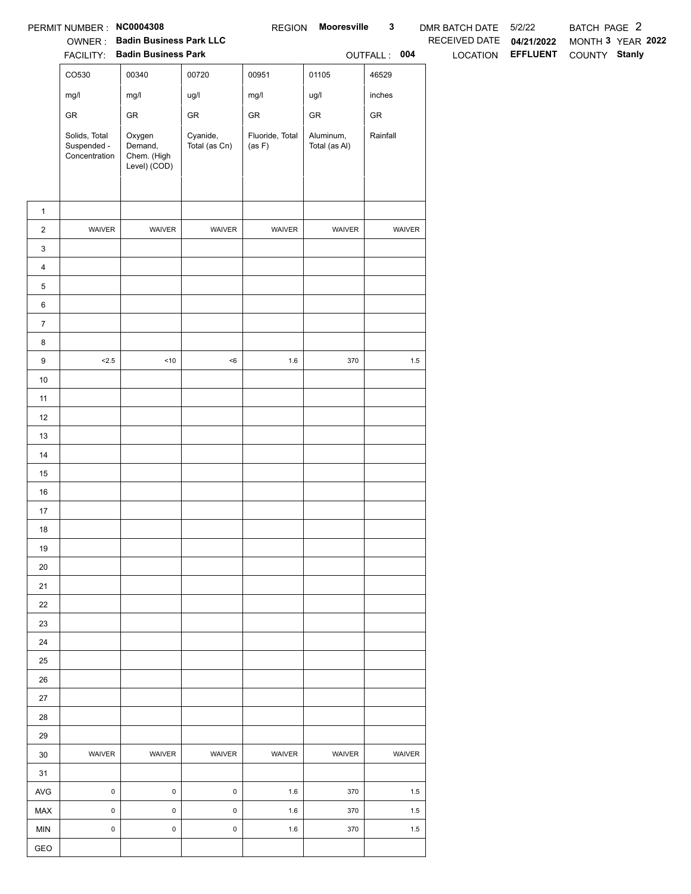PERMIT NUMBER : **NC0004308** REGION **Mooresville 3** DMR BATCH DATE 5/2/22 BATCH PAGE 2

OWNER : **Badin Business Park LLC** RECEIVED DATE **04/21/2022** MONTH **3** YEAR **2022**

FACILITY: **Badin Business Park** OUTFALL : **004** LOCATION **EFFLUENT** COUNTY **Stanly**

| | CO530 | 00340 | 00720 | 00951 | 01105 | 46529 |
|---|---|---|---|---|---|---|
| | mg/l | mg/l | ug/l | mg/l | ug/l | inches |
| | GR | GR | GR | GR | GR | GR |
| | Solids, Total Suspended - Concentration | Oxygen Demand, Chem. (High Level) (COD) | Cyanide, Total (as Cn) | Fluoride, Total (as F) | Aluminum, Total (as Al) | Rainfall |
| 1 | | | | | | |
| 2 | WAIVER | WAIVER | WAIVER | WAIVER | WAIVER | WAIVER |
| 3 | | | | | | |
| 4 | | | | | | |
| 5 | | | | | | |
| 6 | | | | | | |
| 7 | | | | | | |
| 8 | | | | | | |
| 9 | <2.5 | <10 | <6 | 1.6 | 370 | 1.5 |
| 10 | | | | | | |
| 11 | | | | | | |
| 12 | | | | | | |
| 13 | | | | | | |
| 14 | | | | | | |
| 15 | | | | | | |
| 16 | | | | | | |
| 17 | | | | | | |
| 18 | | | | | | |
| 19 | | | | | | |
| 20 | | | | | | |
| 21 | | | | | | |
| 22 | | | | | | |
| 23 | | | | | | |
| 24 | | | | | | |
| 25 | | | | | | |
| 26 | | | | | | |
| 27 | | | | | | |
| 28 | | | | | | |
| 29 | | | | | | |
| 30 | WAIVER | WAIVER | WAIVER | WAIVER | WAIVER | WAIVER |
| 31 | | | | | | |
| AVG | 0 | 0 | 0 | 1.6 | 370 | 1.5 |
| MAX | 0 | 0 | 0 | 1.6 | 370 | 1.5 |
| MIN | 0 | 0 | 0 | 1.6 | 370 | 1.5 |
| GEO | | | | | | |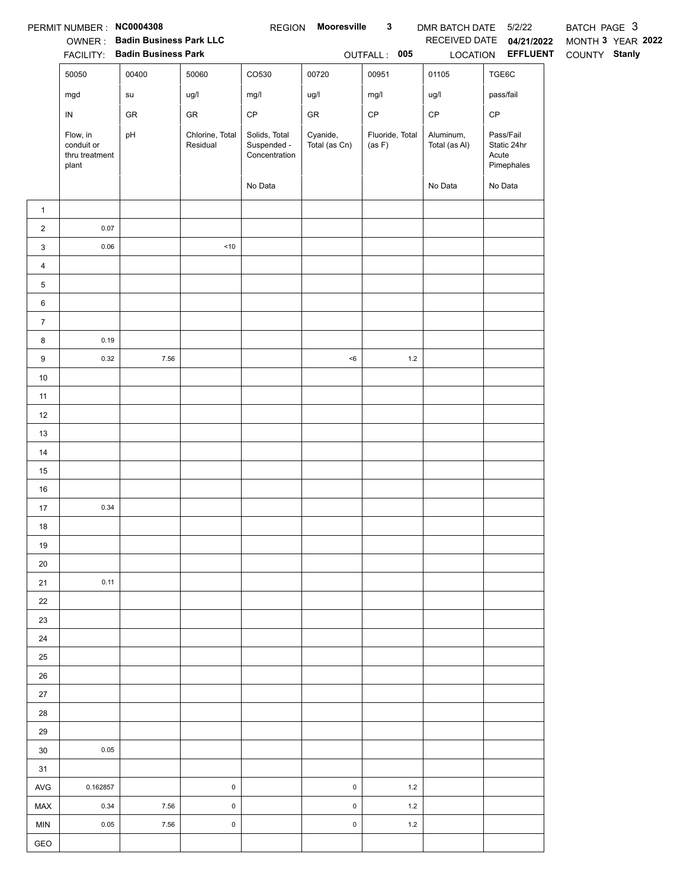PERMIT NUMBER : **NC0004308** REGION **Mooresville 3** DMR BATCH DATE 5/2/22 BATCH PAGE 3

OWNER : **Badin Business Park LLC** RECEIVED DATE **04/21/2022** MONTH **3** YEAR **2022**

FACILITY: **Badin Business Park** OUTFALL : **005** LOCATION **EFFLUENT** COUNTY **Stanly**

| | 50050 | 00400 | 50060 | CO530 | 00720 | 00951 | 01105 | TGE6C |
|---|---|---|---|---|---|---|---|---|
| | mgd | su | ug/l | mg/l | ug/l | mg/l | ug/l | pass/fail |
| | IN | GR | GR | CP | GR | CP | CP | CP |
| | Flow, in conduit or thru treatment plant | pH | Chlorine, Total Residual | Solids, Total Suspended - Concentration | Cyanide, Total (as Cn) | Fluoride, Total (as F) | Aluminum, Total (as Al) | Pass/Fail Static 24hr Acute Pimephales |
| | | | | No Data | | | No Data | No Data |
| 1 | | | | | | | | |
| 2 | 0.07 | | | | | | | |
| 3 | 0.06 | | <10 | | | | | |
| 4 | | | | | | | | |
| 5 | | | | | | | | |
| 6 | | | | | | | | |
| 7 | | | | | | | | |
| 8 | 0.19 | | | | | | | |
| 9 | 0.32 | 7.56 | | | <6 | 1.2 | | |
| 10 | | | | | | | | |
| 11 | | | | | | | | |
| 12 | | | | | | | | |
| 13 | | | | | | | | |
| 14 | | | | | | | | |
| 15 | | | | | | | | |
| 16 | | | | | | | | |
| 17 | 0.34 | | | | | | | |
| 18 | | | | | | | | |
| 19 | | | | | | | | |
| 20 | | | | | | | | |
| 21 | 0.11 | | | | | | | |
| 22 | | | | | | | | |
| 23 | | | | | | | | |
| 24 | | | | | | | | |
| 25 | | | | | | | | |
| 26 | | | | | | | | |
| 27 | | | | | | | | |
| 28 | | | | | | | | |
| 29 | | | | | | | | |
| 30 | 0.05 | | | | | | | |
| 31 | | | | | | | | |
| AVG | 0.162857 | | 0 | | 0 | 1.2 | | |
| MAX | 0.34 | 7.56 | 0 | | 0 | 1.2 | | |
| MIN | 0.05 | 7.56 | 0 | | 0 | 1.2 | | |
| GEO | | | | | | | | |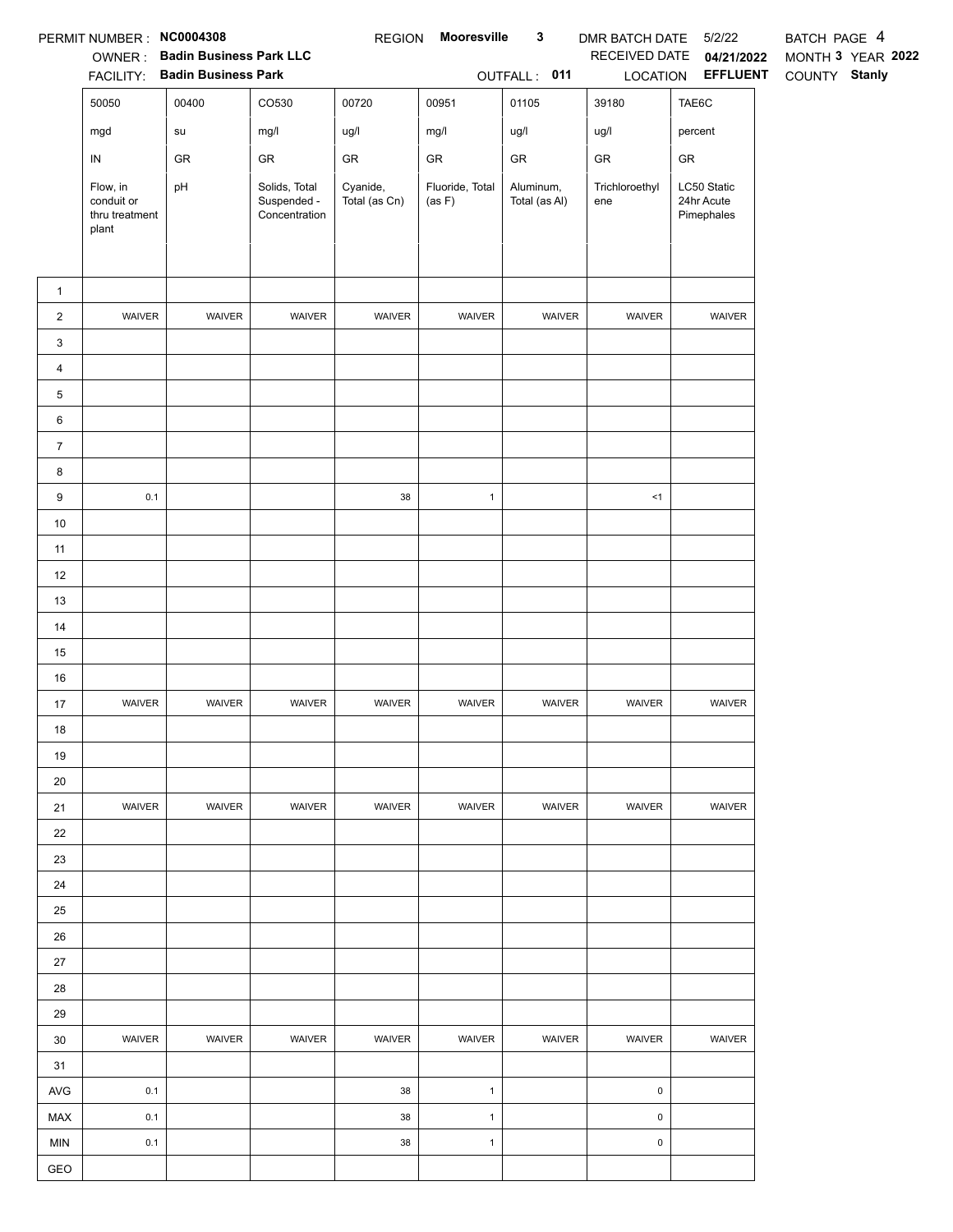PERMIT NUMBER : **NC0004308** REGION **Mooresville 3** DMR BATCH DATE 5/2/22 BATCH PAGE 4

OWNER : **Badin Business Park LLC** RECEIVED DATE **04/21/2022** MONTH **3** YEAR **2022**

FACILITY: **Badin Business Park** OUTFALL : **011** LOCATION **EFFLUENT** COUNTY **Stanly**

| | 50050 | 00400 | CO530 | 00720 | 00951 | 01105 | 39180 | TAE6C |
|---|---|---|---|---|---|---|---|---|
| | mgd | su | mg/l | ug/l | mg/l | ug/l | ug/l | percent |
| | IN | GR | GR | GR | GR | GR | GR | GR |
| | Flow, in conduit or thru treatment plant | pH | Solids, Total Suspended - Concentration | Cyanide, Total (as Cn) | Fluoride, Total (as F) | Aluminum, Total (as Al) | Trichloroethylene | LC50 Static 24hr Acute Pimephales |
| 1 | | | | | | | | |
| 2 | WAIVER | WAIVER | WAIVER | WAIVER | WAIVER | WAIVER | WAIVER | WAIVER |
| 3 | | | | | | | | |
| 4 | | | | | | | | |
| 5 | | | | | | | | |
| 6 | | | | | | | | |
| 7 | | | | | | | | |
| 8 | | | | | | | | |
| 9 | 0.1 | | | 38 | 1 | | <1 | |
| 10 | | | | | | | | |
| 11 | | | | | | | | |
| 12 | | | | | | | | |
| 13 | | | | | | | | |
| 14 | | | | | | | | |
| 15 | | | | | | | | |
| 16 | | | | | | | | |
| 17 | WAIVER | WAIVER | WAIVER | WAIVER | WAIVER | WAIVER | WAIVER | WAIVER |
| 18 | | | | | | | | |
| 19 | | | | | | | | |
| 20 | | | | | | | | |
| 21 | WAIVER | WAIVER | WAIVER | WAIVER | WAIVER | WAIVER | WAIVER | WAIVER |
| 22 | | | | | | | | |
| 23 | | | | | | | | |
| 24 | | | | | | | | |
| 25 | | | | | | | | |
| 26 | | | | | | | | |
| 27 | | | | | | | | |
| 28 | | | | | | | | |
| 29 | | | | | | | | |
| 30 | WAIVER | WAIVER | WAIVER | WAIVER | WAIVER | WAIVER | WAIVER | WAIVER |
| 31 | | | | | | | | |
| AVG | 0.1 | | | 38 | 1 | | 0 | |
| MAX | 0.1 | | | 38 | 1 | | 0 | |
| MIN | 0.1 | | | 38 | 1 | | 0 | |
| GEO | | | | | | | | |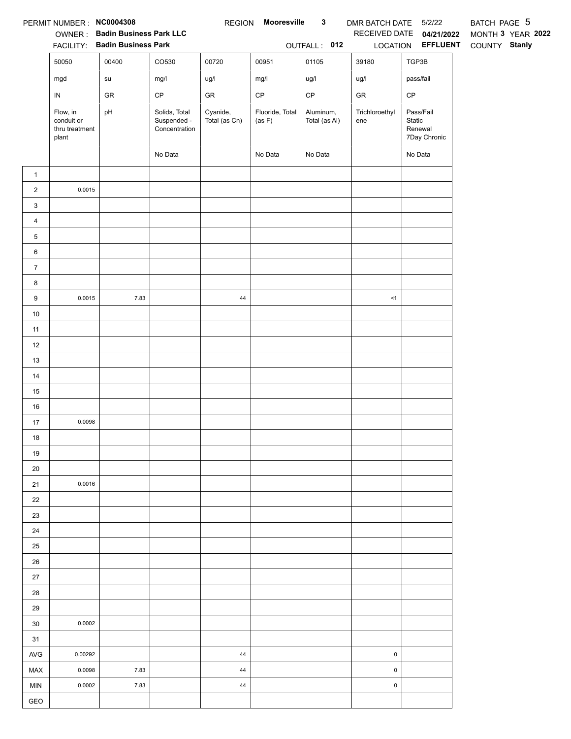PERMIT NUMBER : **NC0004308** REGION **Mooresville 3** DMR BATCH DATE 5/2/22 BATCH PAGE 5

OWNER : **Badin Business Park LLC** RECEIVED DATE **04/21/2022** MONTH **3** YEAR **2022**

FACILITY: **Badin Business Park** OUTFALL : **012** LOCATION **EFFLUENT** COUNTY **Stanly**

| | 50050 | 00400 | CO530 | 00720 | 00951 | 01105 | 39180 | TGP3B |
|---|---|---|---|---|---|---|---|---|
| | mgd | su | mg/l | ug/l | mg/l | ug/l | ug/l | pass/fail |
| | IN | GR | CP | GR | CP | CP | GR | CP |
| | Flow, in conduit or thru treatment plant | pH | Solids, Total Suspended - Concentration | Cyanide, Total (as Cn) | Fluoride, Total (as F) | Aluminum, Total (as Al) | Trichloroethylene | Pass/Fail Static Renewal 7Day Chronic |
| | | | No Data | | No Data | No Data | | No Data |
| 1 | | | | | | | | |
| 2 | 0.0015 | | | | | | | |
| 3 | | | | | | | | |
| 4 | | | | | | | | |
| 5 | | | | | | | | |
| 6 | | | | | | | | |
| 7 | | | | | | | | |
| 8 | | | | | | | | |
| 9 | 0.0015 | 7.83 | | 44 | | | <1 | |
| 10 | | | | | | | | |
| 11 | | | | | | | | |
| 12 | | | | | | | | |
| 13 | | | | | | | | |
| 14 | | | | | | | | |
| 15 | | | | | | | | |
| 16 | | | | | | | | |
| 17 | 0.0098 | | | | | | | |
| 18 | | | | | | | | |
| 19 | | | | | | | | |
| 20 | | | | | | | | |
| 21 | 0.0016 | | | | | | | |
| 22 | | | | | | | | |
| 23 | | | | | | | | |
| 24 | | | | | | | | |
| 25 | | | | | | | | |
| 26 | | | | | | | | |
| 27 | | | | | | | | |
| 28 | | | | | | | | |
| 29 | | | | | | | | |
| 30 | 0.0002 | | | | | | | |
| 31 | | | | | | | | |
| AVG | 0.00292 | | | 44 | | | 0 | |
| MAX | 0.0098 | 7.83 | | 44 | | | 0 | |
| MIN | 0.0002 | 7.83 | | 44 | | | 0 | |
| GEO | | | | | | | | |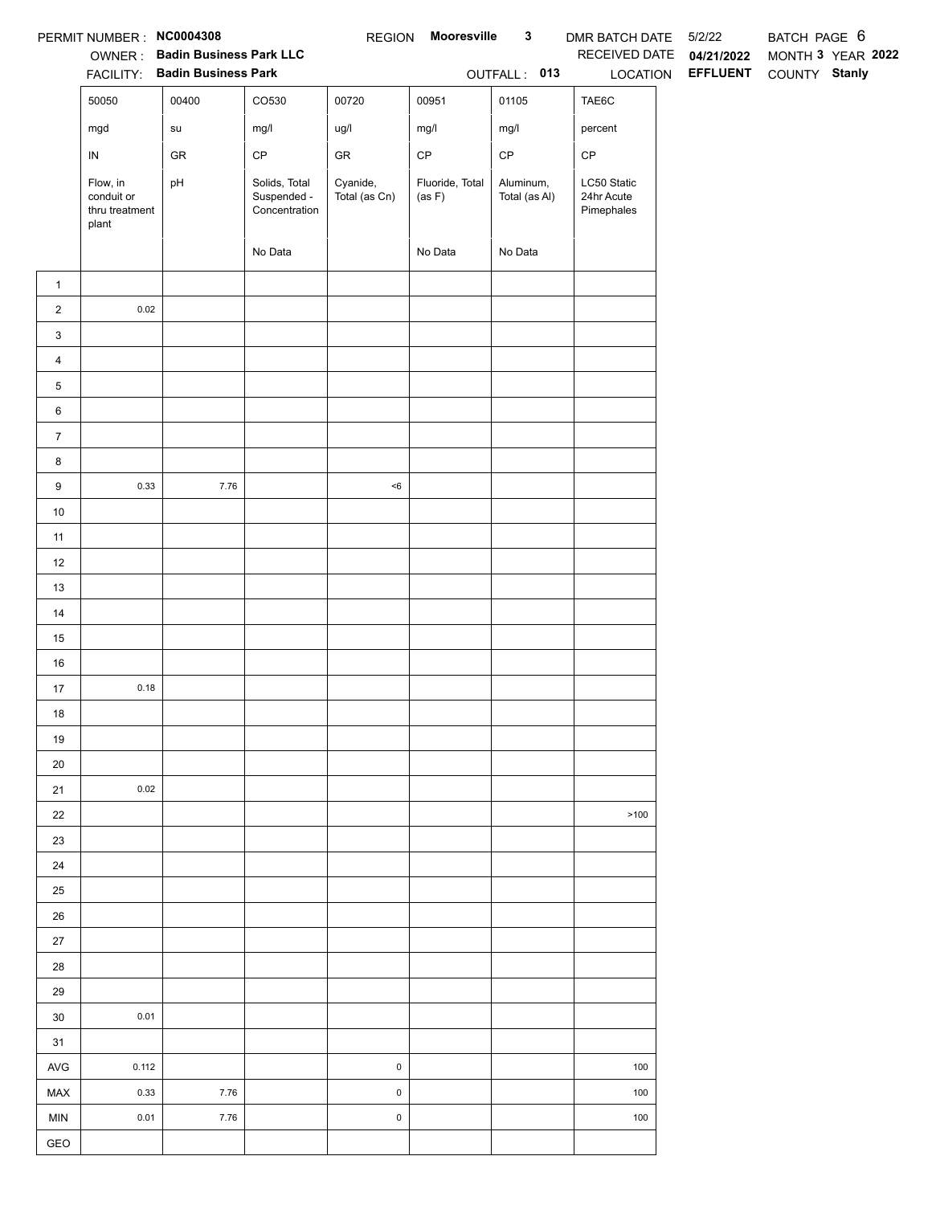PERMIT NUMBER : **NC0004308** REGION **Mooresville 3** DMR BATCH DATE 5/2/22 BATCH PAGE 6

OWNER : **Badin Business Park LLC** RECEIVED DATE **04/21/2022** MONTH **3** YEAR **2022**

FACILITY: **Badin Business Park** OUTFALL : **013** LOCATION **EFFLUENT** COUNTY **Stanly**

| | 50050 | 00400 | CO530 | 00720 | 00951 | 01105 | TAE6C |
|---|---|---|---|---|---|---|---|
| | mgd | su | mg/l | ug/l | mg/l | mg/l | percent |
| | IN | GR | CP | GR | CP | CP | CP |
| | Flow, in conduit or thru treatment plant | pH | Solids, Total Suspended - Concentration | Cyanide, Total (as Cn) | Fluoride, Total (as F) | Aluminum, Total (as Al) | LC50 Static 24hr Acute Pimephales |
| | | | No Data | | No Data | No Data | |
| 1 | | | | | | | |
| 2 | 0.02 | | | | | | |
| 3 | | | | | | | |
| 4 | | | | | | | |
| 5 | | | | | | | |
| 6 | | | | | | | |
| 7 | | | | | | | |
| 8 | | | | | | | |
| 9 | 0.33 | 7.76 | | <6 | | | |
| 10 | | | | | | | |
| 11 | | | | | | | |
| 12 | | | | | | | |
| 13 | | | | | | | |
| 14 | | | | | | | |
| 15 | | | | | | | |
| 16 | | | | | | | |
| 17 | 0.18 | | | | | | |
| 18 | | | | | | | |
| 19 | | | | | | | |
| 20 | | | | | | | |
| 21 | 0.02 | | | | | | |
| 22 | | | | | | | >100 |
| 23 | | | | | | | |
| 24 | | | | | | | |
| 25 | | | | | | | |
| 26 | | | | | | | |
| 27 | | | | | | | |
| 28 | | | | | | | |
| 29 | | | | | | | |
| 30 | 0.01 | | | | | | |
| 31 | | | | | | | |
| AVG | 0.112 | | | 0 | | | 100 |
| MAX | 0.33 | 7.76 | | 0 | | | 100 |
| MIN | 0.01 | 7.76 | | 0 | | | 100 |
| GEO | | | | | | | |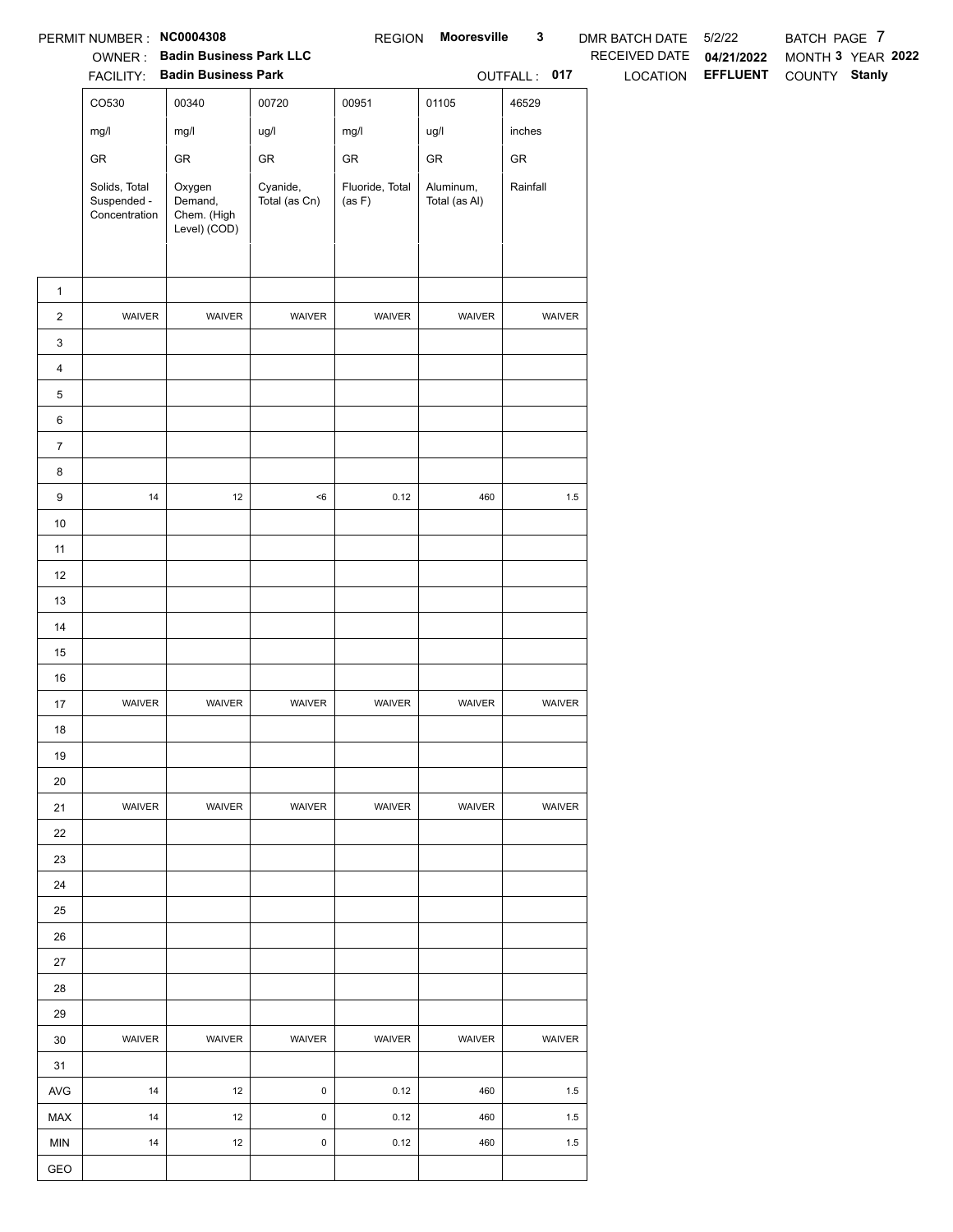PERMIT NUMBER : **NC0004308** REGION **Mooresville 3** DMR BATCH DATE 5/2/22 BATCH PAGE 7

OWNER : **Badin Business Park LLC** RECEIVED DATE **04/21/2022** MONTH **3** YEAR **2022**

FACILITY: **Badin Business Park** OUTFALL : **017** LOCATION **EFFLUENT** COUNTY **Stanly**

| | CO530 | 00340 | 00720 | 00951 | 01105 | 46529 |
|---|---|---|---|---|---|---|
| | mg/l | mg/l | ug/l | mg/l | ug/l | inches |
| | GR | GR | GR | GR | GR | GR |
| | Solids, Total Suspended - Concentration | Oxygen Demand, Chem. (High Level) (COD) | Cyanide, Total (as Cn) | Fluoride, Total (as F) | Aluminum, Total (as Al) | Rainfall |
| 1 | | | | | | |
| 2 | WAIVER | WAIVER | WAIVER | WAIVER | WAIVER | WAIVER |
| 3 | | | | | | |
| 4 | | | | | | |
| 5 | | | | | | |
| 6 | | | | | | |
| 7 | | | | | | |
| 8 | | | | | | |
| 9 | 14 | 12 | <6 | 0.12 | 460 | 1.5 |
| 10 | | | | | | |
| 11 | | | | | | |
| 12 | | | | | | |
| 13 | | | | | | |
| 14 | | | | | | |
| 15 | | | | | | |
| 16 | | | | | | |
| 17 | WAIVER | WAIVER | WAIVER | WAIVER | WAIVER | WAIVER |
| 18 | | | | | | |
| 19 | | | | | | |
| 20 | | | | | | |
| 21 | WAIVER | WAIVER | WAIVER | WAIVER | WAIVER | WAIVER |
| 22 | | | | | | |
| 23 | | | | | | |
| 24 | | | | | | |
| 25 | | | | | | |
| 26 | | | | | | |
| 27 | | | | | | |
| 28 | | | | | | |
| 29 | | | | | | |
| 30 | WAIVER | WAIVER | WAIVER | WAIVER | WAIVER | WAIVER |
| 31 | | | | | | |
| AVG | 14 | 12 | 0 | 0.12 | 460 | 1.5 |
| MAX | 14 | 12 | 0 | 0.12 | 460 | 1.5 |
| MIN | 14 | 12 | 0 | 0.12 | 460 | 1.5 |
| GEO | | | | | | |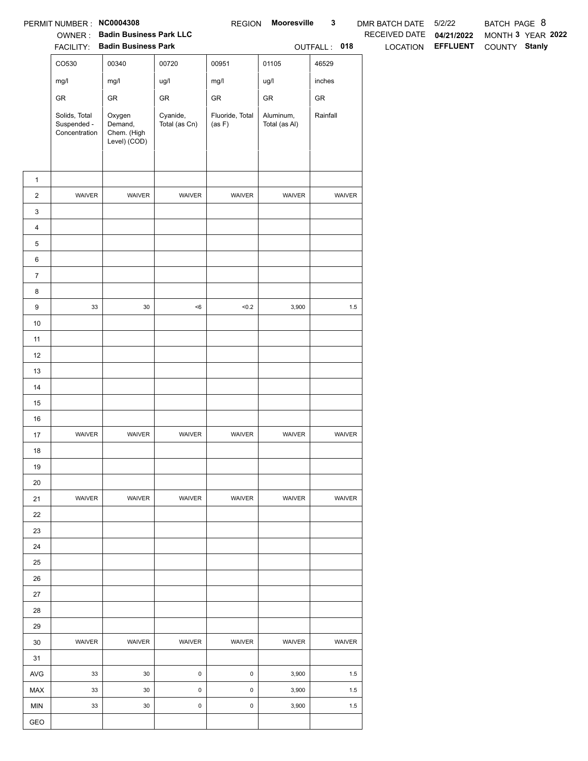PERMIT NUMBER : **NC0004308** REGION **Mooresville 3** DMR BATCH DATE 5/2/22 BATCH PAGE 8

OWNER : **Badin Business Park LLC** RECEIVED DATE **04/21/2022** MONTH **3** YEAR **2022**

FACILITY: **Badin Business Park** OUTFALL : **018** LOCATION **EFFLUENT** COUNTY **Stanly**

| | CO530 | 00340 | 00720 | 00951 | 01105 | 46529 |
|---|---|---|---|---|---|---|
| | mg/l | mg/l | ug/l | mg/l | ug/l | inches |
| | GR | GR | GR | GR | GR | GR |
| | Solids, Total Suspended - Concentration | Oxygen Demand, Chem. (High Level) (COD) | Cyanide, Total (as Cn) | Fluoride, Total (as F) | Aluminum, Total (as Al) | Rainfall |
| 1 | | | | | | |
| 2 | WAIVER | WAIVER | WAIVER | WAIVER | WAIVER | WAIVER |
| 3 | | | | | | |
| 4 | | | | | | |
| 5 | | | | | | |
| 6 | | | | | | |
| 7 | | | | | | |
| 8 | | | | | | |
| 9 | 33 | 30 | <6 | <0.2 | 3,900 | 1.5 |
| 10 | | | | | | |
| 11 | | | | | | |
| 12 | | | | | | |
| 13 | | | | | | |
| 14 | | | | | | |
| 15 | | | | | | |
| 16 | | | | | | |
| 17 | WAIVER | WAIVER | WAIVER | WAIVER | WAIVER | WAIVER |
| 18 | | | | | | |
| 19 | | | | | | |
| 20 | | | | | | |
| 21 | WAIVER | WAIVER | WAIVER | WAIVER | WAIVER | WAIVER |
| 22 | | | | | | |
| 23 | | | | | | |
| 24 | | | | | | |
| 25 | | | | | | |
| 26 | | | | | | |
| 27 | | | | | | |
| 28 | | | | | | |
| 29 | | | | | | |
| 30 | WAIVER | WAIVER | WAIVER | WAIVER | WAIVER | WAIVER |
| 31 | | | | | | |
| AVG | 33 | 30 | 0 | 0 | 3,900 | 1.5 |
| MAX | 33 | 30 | 0 | 0 | 3,900 | 1.5 |
| MIN | 33 | 30 | 0 | 0 | 3,900 | 1.5 |
| GEO | | | | | | |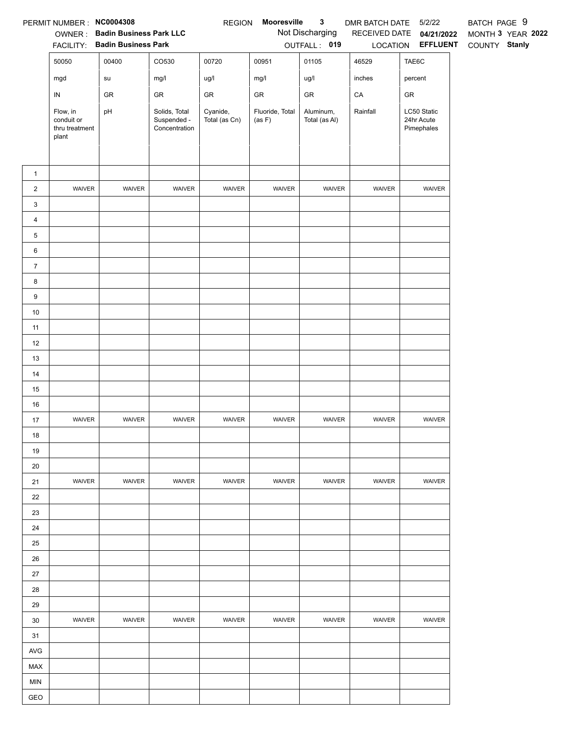PERMIT NUMBER : **NC0004308** REGION **Mooresville 3** DMR BATCH DATE 5/2/22 BATCH PAGE 9

OWNER : **Badin Business Park LLC** Not Discharging RECEIVED DATE **04/21/2022** MONTH **3** YEAR **2022**

FACILITY: **Badin Business Park** OUTFALL : **019** LOCATION **EFFLUENT** COUNTY **Stanly**

| | 50050 | 00400 | CO530 | 00720 | 00951 | 01105 | 46529 | TAE6C |
|---|---|---|---|---|---|---|---|---|
| | mgd | su | mg/l | ug/l | mg/l | ug/l | inches | percent |
| | IN | GR | GR | GR | GR | GR | CA | GR |
| | Flow, in conduit or thru treatment plant | pH | Solids, Total Suspended - Concentration | Cyanide, Total (as Cn) | Fluoride, Total (as F) | Aluminum, Total (as Al) | Rainfall | LC50 Static 24hr Acute Pimephales |
| 1 | | | | | | | | |
| 2 | WAIVER | WAIVER | WAIVER | WAIVER | WAIVER | WAIVER | WAIVER | WAIVER |
| 3 | | | | | | | | |
| 4 | | | | | | | | |
| 5 | | | | | | | | |
| 6 | | | | | | | | |
| 7 | | | | | | | | |
| 8 | | | | | | | | |
| 9 | | | | | | | | |
| 10 | | | | | | | | |
| 11 | | | | | | | | |
| 12 | | | | | | | | |
| 13 | | | | | | | | |
| 14 | | | | | | | | |
| 15 | | | | | | | | |
| 16 | | | | | | | | |
| 17 | WAIVER | WAIVER | WAIVER | WAIVER | WAIVER | WAIVER | WAIVER | WAIVER |
| 18 | | | | | | | | |
| 19 | | | | | | | | |
| 20 | | | | | | | | |
| 21 | WAIVER | WAIVER | WAIVER | WAIVER | WAIVER | WAIVER | WAIVER | WAIVER |
| 22 | | | | | | | | |
| 23 | | | | | | | | |
| 24 | | | | | | | | |
| 25 | | | | | | | | |
| 26 | | | | | | | | |
| 27 | | | | | | | | |
| 28 | | | | | | | | |
| 29 | | | | | | | | |
| 30 | WAIVER | WAIVER | WAIVER | WAIVER | WAIVER | WAIVER | WAIVER | WAIVER |
| 31 | | | | | | | | |
| AVG | | | | | | | | |
| MAX | | | | | | | | |
| MIN | | | | | | | | |
| GEO | | | | | | | | |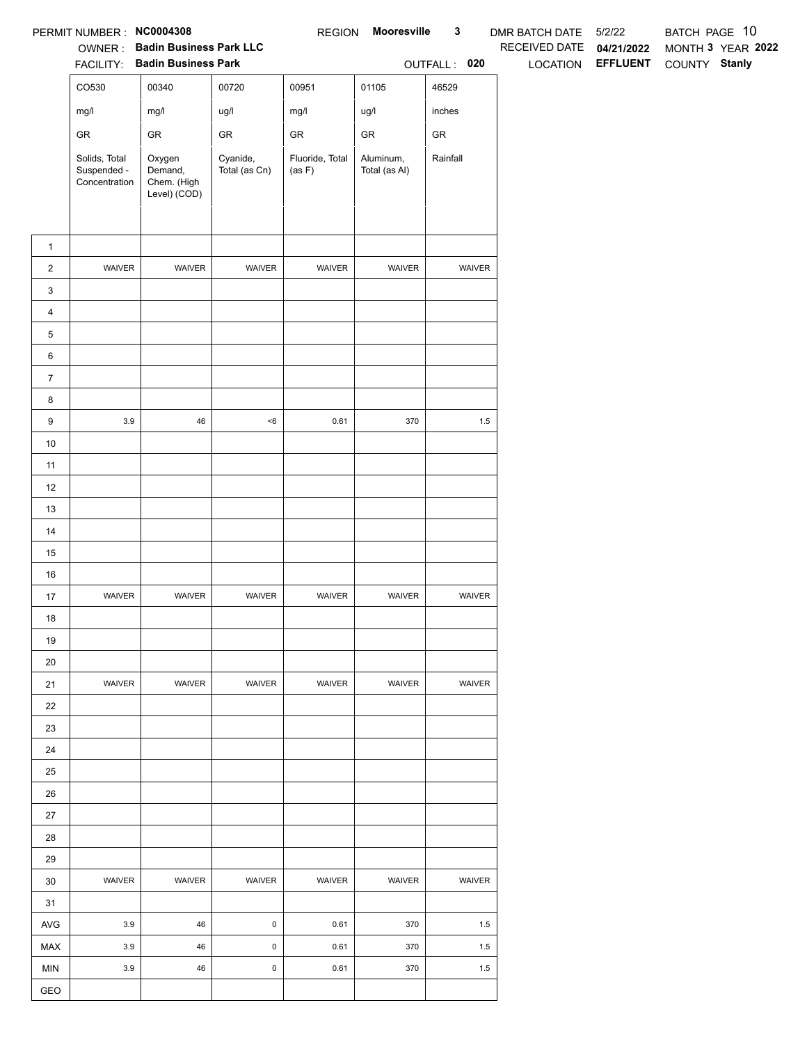PERMIT NUMBER : **NC0004308** REGION **Mooresville 3** DMR BATCH DATE 5/2/22 BATCH PAGE 10

OWNER : **Badin Business Park LLC** RECEIVED DATE **04/21/2022** MONTH **3** YEAR **2022**

FACILITY: **Badin Business Park** OUTFALL : **020** LOCATION **EFFLUENT** COUNTY **Stanly**

| | CO530 | 00340 | 00720 | 00951 | 01105 | 46529 |
|---|---|---|---|---|---|---|
| | mg/l | mg/l | ug/l | mg/l | ug/l | inches |
| | GR | GR | GR | GR | GR | GR |
| | Solids, Total Suspended - Concentration | Oxygen Demand, Chem. (High Level) (COD) | Cyanide, Total (as Cn) | Fluoride, Total (as F) | Aluminum, Total (as Al) | Rainfall |
| 1 | | | | | | |
| 2 | WAIVER | WAIVER | WAIVER | WAIVER | WAIVER | WAIVER |
| 3 | | | | | | |
| 4 | | | | | | |
| 5 | | | | | | |
| 6 | | | | | | |
| 7 | | | | | | |
| 8 | | | | | | |
| 9 | 3.9 | 46 | <6 | 0.61 | 370 | 1.5 |
| 10 | | | | | | |
| 11 | | | | | | |
| 12 | | | | | | |
| 13 | | | | | | |
| 14 | | | | | | |
| 15 | | | | | | |
| 16 | | | | | | |
| 17 | WAIVER | WAIVER | WAIVER | WAIVER | WAIVER | WAIVER |
| 18 | | | | | | |
| 19 | | | | | | |
| 20 | | | | | | |
| 21 | WAIVER | WAIVER | WAIVER | WAIVER | WAIVER | WAIVER |
| 22 | | | | | | |
| 23 | | | | | | |
| 24 | | | | | | |
| 25 | | | | | | |
| 26 | | | | | | |
| 27 | | | | | | |
| 28 | | | | | | |
| 29 | | | | | | |
| 30 | WAIVER | WAIVER | WAIVER | WAIVER | WAIVER | WAIVER |
| 31 | | | | | | |
| AVG | 3.9 | 46 | 0 | 0.61 | 370 | 1.5 |
| MAX | 3.9 | 46 | 0 | 0.61 | 370 | 1.5 |
| MIN | 3.9 | 46 | 0 | 0.61 | 370 | 1.5 |
| GEO | | | | | | |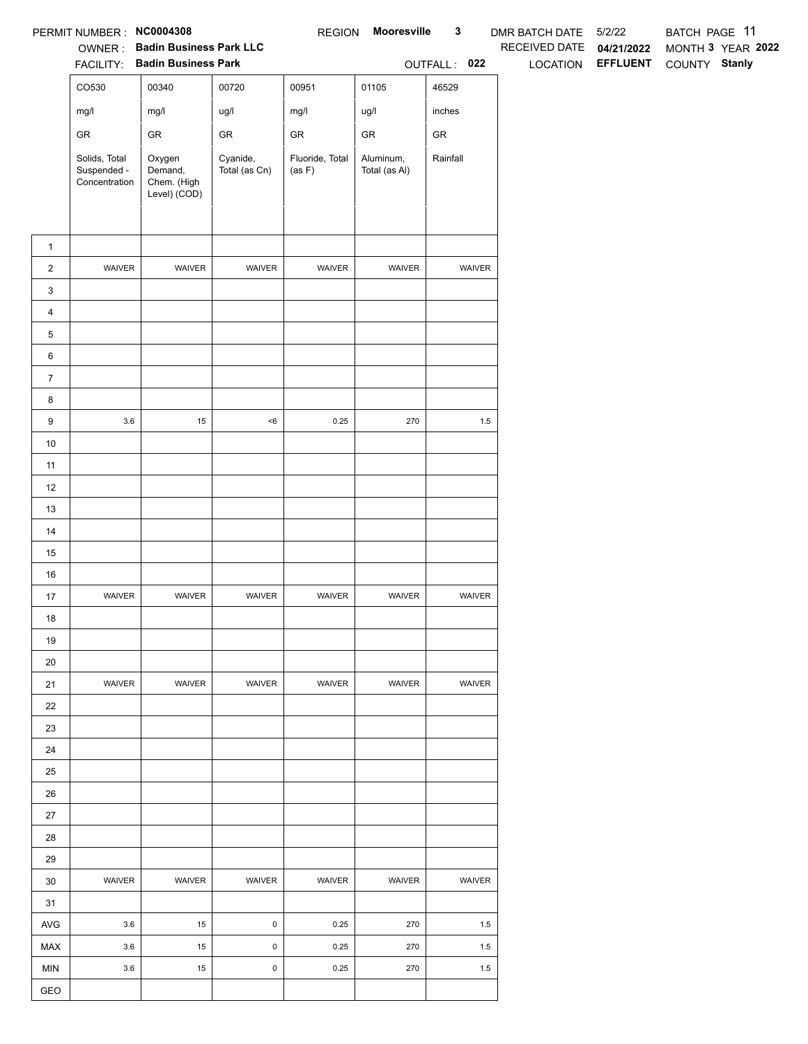PERMIT NUMBER : **NC0004308** REGION **Mooresville 3** DMR BATCH DATE 5/2/22 BATCH PAGE 11

OWNER : **Badin Business Park LLC** RECEIVED DATE **04/21/2022** MONTH **3** YEAR **2022**

FACILITY: **Badin Business Park** OUTFALL : **022** LOCATION **EFFLUENT** COUNTY **Stanly**

| | CO530 | 00340 | 00720 | 00951 | 01105 | 46529 |
|---|---|---|---|---|---|---|
| | mg/l | mg/l | ug/l | mg/l | ug/l | inches |
| | GR | GR | GR | GR | GR | GR |
| | Solids, Total Suspended - Concentration | Oxygen Demand, Chem. (High Level) (COD) | Cyanide, Total (as Cn) | Fluoride, Total (as F) | Aluminum, Total (as Al) | Rainfall |
| 1 | | | | | | |
| 2 | WAIVER | WAIVER | WAIVER | WAIVER | WAIVER | WAIVER |
| 3 | | | | | | |
| 4 | | | | | | |
| 5 | | | | | | |
| 6 | | | | | | |
| 7 | | | | | | |
| 8 | | | | | | |
| 9 | 3.6 | 15 | <6 | 0.25 | 270 | 1.5 |
| 10 | | | | | | |
| 11 | | | | | | |
| 12 | | | | | | |
| 13 | | | | | | |
| 14 | | | | | | |
| 15 | | | | | | |
| 16 | | | | | | |
| 17 | WAIVER | WAIVER | WAIVER | WAIVER | WAIVER | WAIVER |
| 18 | | | | | | |
| 19 | | | | | | |
| 20 | | | | | | |
| 21 | WAIVER | WAIVER | WAIVER | WAIVER | WAIVER | WAIVER |
| 22 | | | | | | |
| 23 | | | | | | |
| 24 | | | | | | |
| 25 | | | | | | |
| 26 | | | | | | |
| 27 | | | | | | |
| 28 | | | | | | |
| 29 | | | | | | |
| 30 | WAIVER | WAIVER | WAIVER | WAIVER | WAIVER | WAIVER |
| 31 | | | | | | |
| AVG | 3.6 | 15 | 0 | 0.25 | 270 | 1.5 |
| MAX | 3.6 | 15 | 0 | 0.25 | 270 | 1.5 |
| MIN | 3.6 | 15 | 0 | 0.25 | 270 | 1.5 |
| GEO | | | | | | |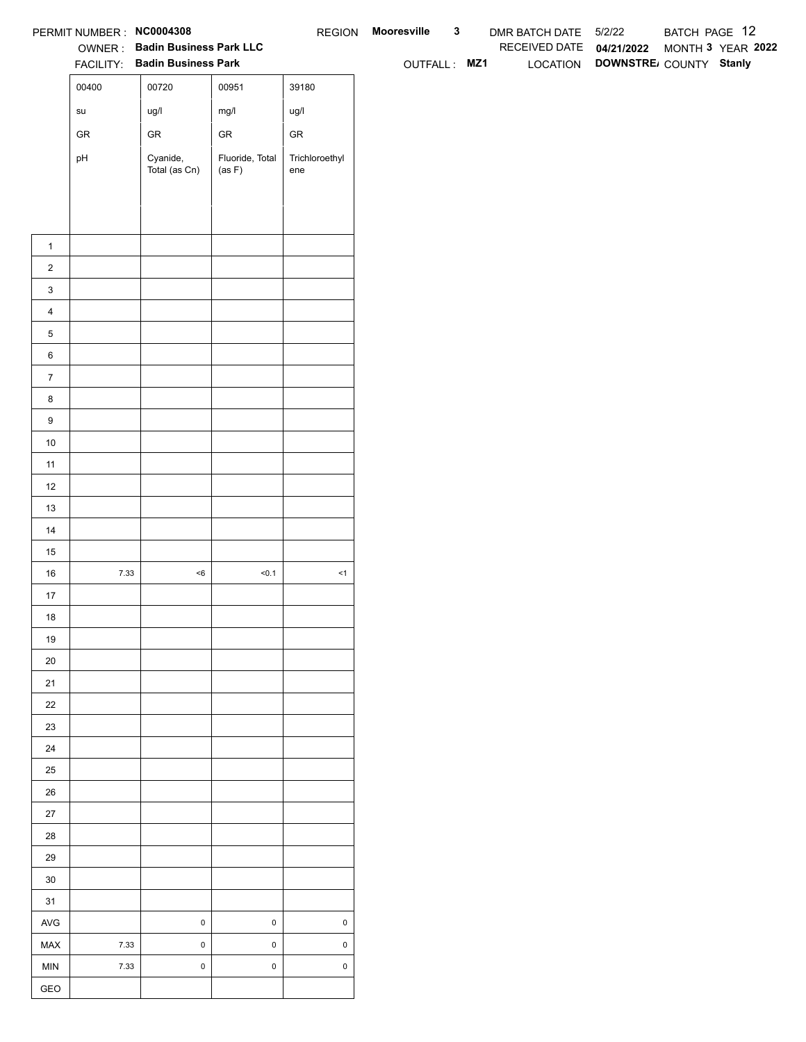PERMIT NUMBER : **NC0004308** REGION **Mooresville 3** DMR BATCH DATE 5/2/22 BATCH PAGE 12

OWNER : **Badin Business Park LLC** RECEIVED DATE **04/21/2022** MONTH **3** YEAR **2022**

FACILITY: **Badin Business Park** OUTFALL : **MZ1** LOCATION **DOWNSTRE/** COUNTY **Stanly**

| | 00400 | 00720 | 00951 | 39180 |
|---|---|---|---|---|
| | su | ug/l | mg/l | ug/l |
| | GR | GR | GR | GR |
| | pH | Cyanide, Total (as Cn) | Fluoride, Total (as F) | Trichloroethylene |
| 1 | | | | |
| 2 | | | | |
| 3 | | | | |
| 4 | | | | |
| 5 | | | | |
| 6 | | | | |
| 7 | | | | |
| 8 | | | | |
| 9 | | | | |
| 10 | | | | |
| 11 | | | | |
| 12 | | | | |
| 13 | | | | |
| 14 | | | | |
| 15 | | | | |
| 16 | 7.33 | <6 | <0.1 | <1 |
| 17 | | | | |
| 18 | | | | |
| 19 | | | | |
| 20 | | | | |
| 21 | | | | |
| 22 | | | | |
| 23 | | | | |
| 24 | | | | |
| 25 | | | | |
| 26 | | | | |
| 27 | | | | |
| 28 | | | | |
| 29 | | | | |
| 30 | | | | |
| 31 | | | | |
| AVG | | 0 | 0 | 0 |
| MAX | 7.33 | 0 | 0 | 0 |
| MIN | 7.33 | 0 | 0 | 0 |
| GEO | | | | |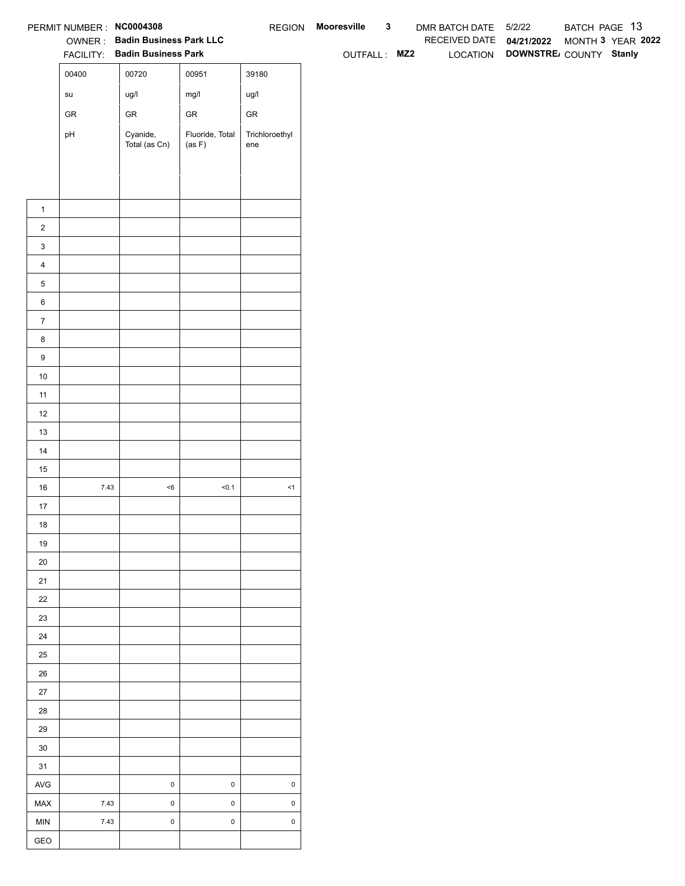PERMIT NUMBER : **NC0004308** REGION **Mooresville 3** DMR BATCH DATE 5/2/22 BATCH PAGE 13

OWNER : **Badin Business Park LLC** RECEIVED DATE **04/21/2022** MONTH **3** YEAR **2022**

FACILITY: **Badin Business Park** OUTFALL : **MZ2** LOCATION **DOWNSTRE/** COUNTY **Stanly**

| | 00400 | 00720 | 00951 | 39180 |
|---|---|---|---|---|
| | su | ug/l | mg/l | ug/l |
| | GR | GR | GR | GR |
| | pH | Cyanide, Total (as Cn) | Fluoride, Total (as F) | Trichloroethylene |
| 1 | | | | |
| 2 | | | | |
| 3 | | | | |
| 4 | | | | |
| 5 | | | | |
| 6 | | | | |
| 7 | | | | |
| 8 | | | | |
| 9 | | | | |
| 10 | | | | |
| 11 | | | | |
| 12 | | | | |
| 13 | | | | |
| 14 | | | | |
| 15 | | | | |
| 16 | 7.43 | <6 | <0.1 | <1 |
| 17 | | | | |
| 18 | | | | |
| 19 | | | | |
| 20 | | | | |
| 21 | | | | |
| 22 | | | | |
| 23 | | | | |
| 24 | | | | |
| 25 | | | | |
| 26 | | | | |
| 27 | | | | |
| 28 | | | | |
| 29 | | | | |
| 30 | | | | |
| 31 | | | | |
| AVG | | 0 | 0 | 0 |
| MAX | 7.43 | 0 | 0 | 0 |
| MIN | 7.43 | 0 | 0 | 0 |
| GEO | | | | |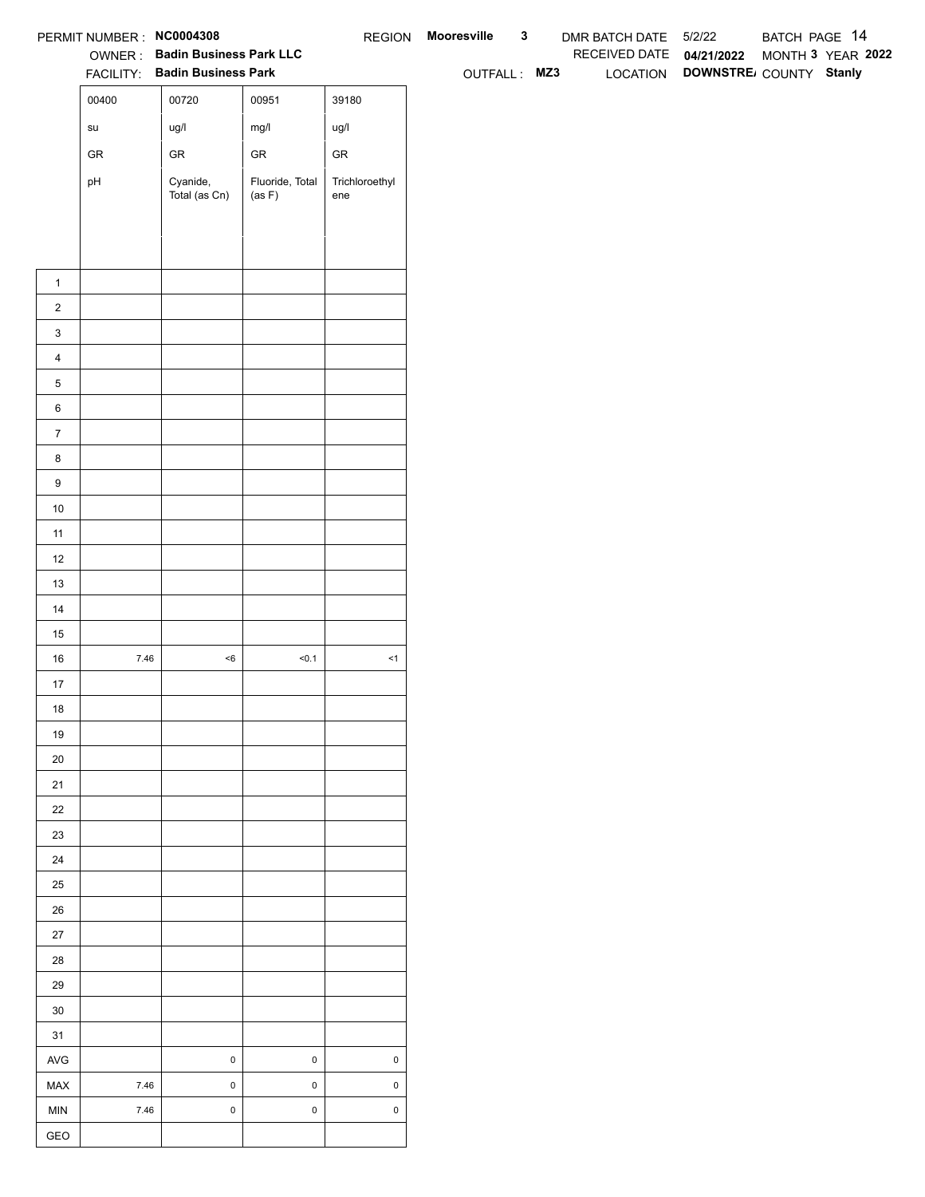PERMIT NUMBER : **NC0004308** REGION **Mooresville 3** DMR BATCH DATE 5/2/22 BATCH PAGE 14

OWNER : **Badin Business Park LLC** RECEIVED DATE **04/21/2022** MONTH **3** YEAR **2022**

FACILITY: **Badin Business Park** OUTFALL : **MZ3** LOCATION **DOWNSTRE/** COUNTY **Stanly**

| | 00400 | 00720 | 00951 | 39180 |
|---|---|---|---|---|
| | su | ug/l | mg/l | ug/l |
| | GR | GR | GR | GR |
| | pH | Cyanide, Total (as Cn) | Fluoride, Total (as F) | Trichloroethylene |
| 1 | | | | |
| 2 | | | | |
| 3 | | | | |
| 4 | | | | |
| 5 | | | | |
| 6 | | | | |
| 7 | | | | |
| 8 | | | | |
| 9 | | | | |
| 10 | | | | |
| 11 | | | | |
| 12 | | | | |
| 13 | | | | |
| 14 | | | | |
| 15 | | | | |
| 16 | 7.46 | <6 | <0.1 | <1 |
| 17 | | | | |
| 18 | | | | |
| 19 | | | | |
| 20 | | | | |
| 21 | | | | |
| 22 | | | | |
| 23 | | | | |
| 24 | | | | |
| 25 | | | | |
| 26 | | | | |
| 27 | | | | |
| 28 | | | | |
| 29 | | | | |
| 30 | | | | |
| 31 | | | | |
| AVG | | 0 | 0 | 0 |
| MAX | 7.46 | 0 | 0 | 0 |
| MIN | 7.46 | 0 | 0 | 0 |
| GEO | | | | |